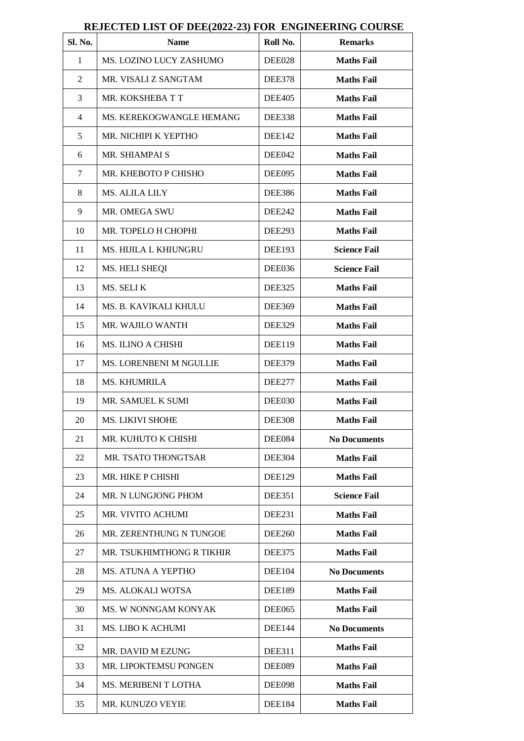# REJECTED LIST OF DEE(2022-23) FOR ENGINEERING COURSE

| Sl. No. | Name | Roll No. | Remarks |
|---|---|---|---|
| 1 | MS. LOZINO LUCY ZASHUMO | DEE028 | **Maths Fail** |
| 2 | MR. VISALI Z SANGTAM | DEE378 | **Maths Fail** |
| 3 | MR. KOKSHEBA T T | DEE405 | **Maths Fail** |
| 4 | MS. KEREKOGWANGLE HEMANG | DEE338 | **Maths Fail** |
| 5 | MR. NICHIPI K YEPTHO | DEE142 | **Maths Fail** |
| 6 | MR. SHIAMPAI S | DEE042 | **Maths Fail** |
| 7 | MR. KHEBOTO P CHISHO | DEE095 | **Maths Fail** |
| 8 | MS. ALILA LILY | DEE386 | **Maths Fail** |
| 9 | MR. OMEGA SWU | DEE242 | **Maths Fail** |
| 10 | MR. TOPELO H CHOPHI | DEE293 | **Maths Fail** |
| 11 | MS. HIJILA L KHIUNGRU | DEE193 | **Science Fail** |
| 12 | MS. HELI SHEQI | DEE036 | **Science Fail** |
| 13 | MS. SELI K | DEE325 | **Maths Fail** |
| 14 | MS. B. KAVIKALI KHULU | DEE369 | **Maths Fail** |
| 15 | MR. WAJILO WANTH | DEE329 | **Maths Fail** |
| 16 | MS. ILINO A CHISHI | DEE119 | **Maths Fail** |
| 17 | MS. LORENBENI M NGULLIE | DEE379 | **Maths Fail** |
| 18 | MS. KHUMRILA | DEE277 | **Maths Fail** |
| 19 | MR. SAMUEL K SUMI | DEE030 | **Maths Fail** |
| 20 | MS. LIKIVI SHOHE | DEE308 | **Maths Fail** |
| 21 | MR. KUHUTO K CHISHI | DEE084 | **No Documents** |
| 22 | MR. TSATO THONGTSAR | DEE304 | **Maths Fail** |
| 23 | MR. HIKE P CHISHI | DEE129 | **Maths Fail** |
| 24 | MR. N LUNGJONG PHOM | DEE351 | **Science Fail** |
| 25 | MR. VIVITO ACHUMI | DEE231 | **Maths Fail** |
| 26 | MR. ZERENTHUNG N TUNGOE | DEE260 | **Maths Fail** |
| 27 | MR. TSUKHIMTHONG R TIKHIR | DEE375 | **Maths Fail** |
| 28 | MS. ATUNA A YEPTHO | DEE104 | **No Documents** |
| 29 | MS. ALOKALI WOTSA | DEE189 | **Maths Fail** |
| 30 | MS. W NONNGAM KONYAK | DEE065 | **Maths Fail** |
| 31 | MS. LIBO K ACHUMI | DEE144 | **No Documents** |
| 32 | MR. DAVID M EZUNG | DEE311 | **Maths Fail** |
| 33 | MR. LIPOKTEMSU PONGEN | DEE089 | **Maths Fail** |
| 34 | MS. MERIBENI T LOTHA | DEE098 | **Maths Fail** |
| 35 | MR. KUNUZO VEYIE | DEE184 | **Maths Fail** |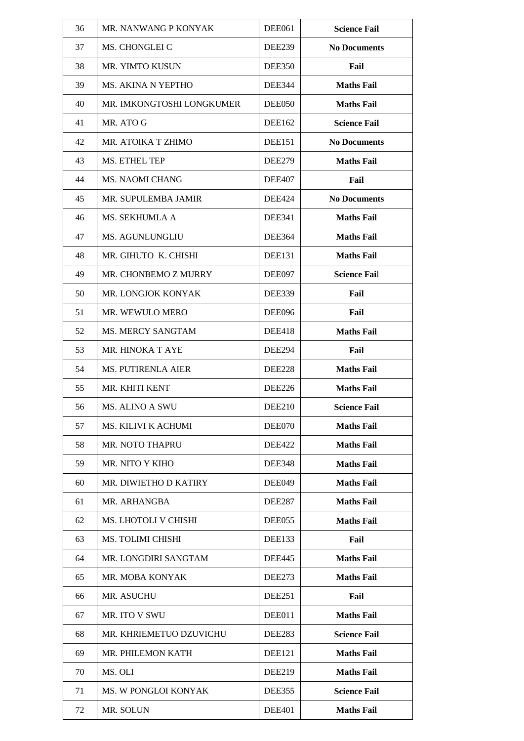| 36 | MR. NANWANG P KONYAK | DEE061 | **Science Fail** |
|---|---|---|---|
| 37 | MS. CHONGLEI C | DEE239 | **No Documents** |
| 38 | MR. YIMTO KUSUN | DEE350 | **Fail** |
| 39 | MS. AKINA N YEPTHO | DEE344 | **Maths Fail** |
| 40 | MR. IMKONGTOSHI LONGKUMER | DEE050 | **Maths Fail** |
| 41 | MR. ATO G | DEE162 | **Science Fail** |
| 42 | MR. ATOIKA T ZHIMO | DEE151 | **No Documents** |
| 43 | MS. ETHEL TEP | DEE279 | **Maths Fail** |
| 44 | MS. NAOMI CHANG | DEE407 | **Fail** |
| 45 | MR. SUPULEMBA JAMIR | DEE424 | **No Documents** |
| 46 | MS. SEKHUMLA A | DEE341 | **Maths Fail** |
| 47 | MS. AGUNLUNGLIU | DEE364 | **Maths Fail** |
| 48 | MR. GIHUTO K. CHISHI | DEE131 | **Maths Fail** |
| 49 | MR. CHONBEMO Z MURRY | DEE097 | **Science Fail** |
| 50 | MR. LONGJOK KONYAK | DEE339 | **Fail** |
| 51 | MR. WEWULO MERO | DEE096 | **Fail** |
| 52 | MS. MERCY SANGTAM | DEE418 | **Maths Fail** |
| 53 | MR. HINOKA T AYE | DEE294 | **Fail** |
| 54 | MS. PUTIRENLA AIER | DEE228 | **Maths Fail** |
| 55 | MR. KHITI KENT | DEE226 | **Maths Fail** |
| 56 | MS. ALINO A SWU | DEE210 | **Science Fail** |
| 57 | MS. KILIVI K ACHUMI | DEE070 | **Maths Fail** |
| 58 | MR. NOTO THAPRU | DEE422 | **Maths Fail** |
| 59 | MR. NITO Y KIHO | DEE348 | **Maths Fail** |
| 60 | MR. DIWIETHO D KATIRY | DEE049 | **Maths Fail** |
| 61 | MR. ARHANGBA | DEE287 | **Maths Fail** |
| 62 | MS. LHOTOLI V CHISHI | DEE055 | **Maths Fail** |
| 63 | MS. TOLIMI CHISHI | DEE133 | **Fail** |
| 64 | MR. LONGDIRI SANGTAM | DEE445 | **Maths Fail** |
| 65 | MR. MOBA KONYAK | DEE273 | **Maths Fail** |
| 66 | MR. ASUCHU | DEE251 | **Fail** |
| 67 | MR. ITO V SWU | DEE011 | **Maths Fail** |
| 68 | MR. KHRIEMETUO DZUVICHU | DEE283 | **Science Fail** |
| 69 | MR. PHILEMON KATH | DEE121 | **Maths Fail** |
| 70 | MS. OLI | DEE219 | **Maths Fail** |
| 71 | MS. W PONGLOI KONYAK | DEE355 | **Science Fail** |
| 72 | MR. SOLUN | DEE401 | **Maths Fail** |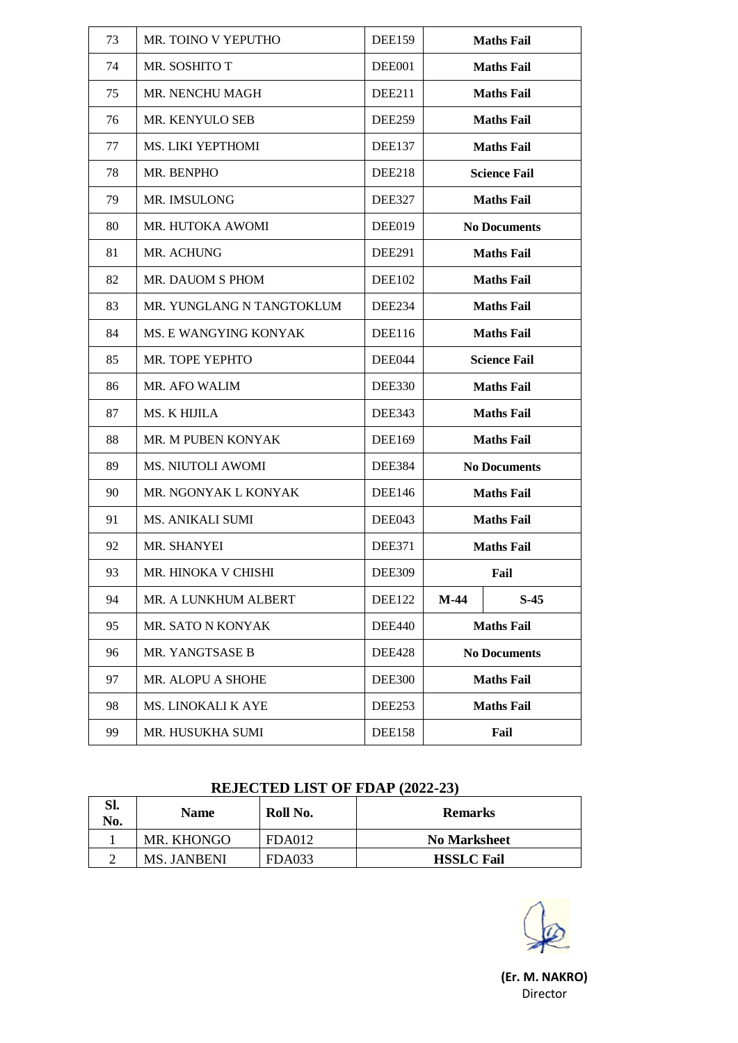| | | | | |
|---|---|---|---|---|
| 73 | MR. TOINO V YEPUTHO | DEE159 | **Maths Fail** | |
| 74 | MR. SOSHITO T | DEE001 | **Maths Fail** | |
| 75 | MR. NENCHU MAGH | DEE211 | **Maths Fail** | |
| 76 | MR. KENYULO SEB | DEE259 | **Maths Fail** | |
| 77 | MS. LIKI YEPTHOMI | DEE137 | **Maths Fail** | |
| 78 | MR. BENPHO | DEE218 | **Science Fail** | |
| 79 | MR. IMSULONG | DEE327 | **Maths Fail** | |
| 80 | MR. HUTOKA AWOMI | DEE019 | **No Documents** | |
| 81 | MR. ACHUNG | DEE291 | **Maths Fail** | |
| 82 | MR. DAUOM S PHOM | DEE102 | **Maths Fail** | |
| 83 | MR. YUNGLANG N TANGTOKLUM | DEE234 | **Maths Fail** | |
| 84 | MS. E WANGYING KONYAK | DEE116 | **Maths Fail** | |
| 85 | MR. TOPE YEPHTO | DEE044 | **Science Fail** | |
| 86 | MR. AFO WALIM | DEE330 | **Maths Fail** | |
| 87 | MS. K HIJILA | DEE343 | **Maths Fail** | |
| 88 | MR. M PUBEN KONYAK | DEE169 | **Maths Fail** | |
| 89 | MS. NIUTOLI AWOMI | DEE384 | **No Documents** | |
| 90 | MR. NGONYAK L KONYAK | DEE146 | **Maths Fail** | |
| 91 | MS. ANIKALI SUMI | DEE043 | **Maths Fail** | |
| 92 | MR. SHANYEI | DEE371 | **Maths Fail** | |
| 93 | MR. HINOKA V CHISHI | DEE309 | **Fail** | |
| 94 | MR. A LUNKHUM ALBERT | DEE122 | **M-44** | **S-45** |
| 95 | MR. SATO N KONYAK | DEE440 | **Maths Fail** | |
| 96 | MR. YANGTSASE B | DEE428 | **No Documents** | |
| 97 | MR. ALOPU A SHOHE | DEE300 | **Maths Fail** | |
| 98 | MS. LINOKALI K AYE | DEE253 | **Maths Fail** | |
| 99 | MR. HUSUKHA SUMI | DEE158 | **Fail** | |

## REJECTED LIST OF FDAP (2022-23)

| Sl. No. | Name | Roll No. | Remarks |
|---|---|---|---|
| 1 | MR. KHONGO | FDA012 | **No Marksheet** |
| 2 | MS. JANBENI | FDA033 | **HSSLC Fail** |

**(Er. M. NAKRO)**
Director